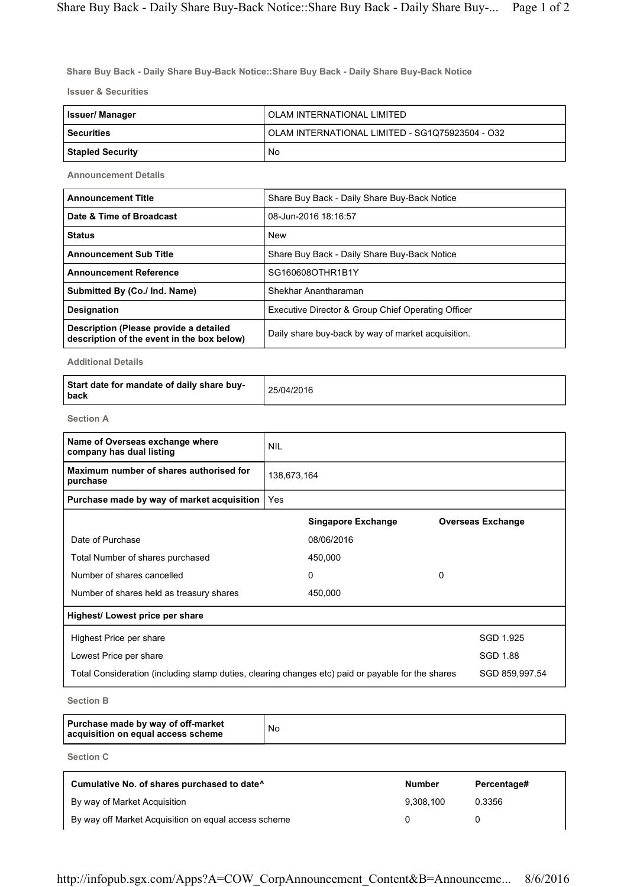**Share Buy Back - Daily Share Buy-Back Notice::Share Buy Back - Daily Share Buy-Back Notice**

**Issuer & Securities**

| | |
|---|---|
| **Issuer/ Manager** | OLAM INTERNATIONAL LIMITED |
| **Securities** | OLAM INTERNATIONAL LIMITED - SG1Q75923504 - O32 |
| **Stapled Security** | No |

**Announcement Details**

| | |
|---|---|
| **Announcement Title** | Share Buy Back - Daily Share Buy-Back Notice |
| **Date & Time of Broadcast** | 08-Jun-2016 18:16:57 |
| **Status** | New |
| **Announcement Sub Title** | Share Buy Back - Daily Share Buy-Back Notice |
| **Announcement Reference** | SG160608OTHR1B1Y |
| **Submitted By (Co./ Ind. Name)** | Shekhar Anantharaman |
| **Designation** | Executive Director & Group Chief Operating Officer |
| **Description (Please provide a detailed description of the event in the box below)** | Daily share buy-back by way of market acquisition. |

**Additional Details**

| | |
|---|---|
| **Start date for mandate of daily share buy-back** | 25/04/2016 |

**Section A**

| | |
|---|---|
| **Name of Overseas exchange where company has dual listing** | NIL |
| **Maximum number of shares authorised for purchase** | 138,673,164 |
| **Purchase made by way of market acquisition** | Yes |

| | Singapore Exchange | Overseas Exchange |
|---|---|---|
| Date of Purchase | 08/06/2016 | |
| Total Number of shares purchased | 450,000 | |
| Number of shares cancelled | 0 | 0 |
| Number of shares held as treasury shares | 450,000 | |

**Highest/ Lowest price per share**

| | |
|---|---|
| Highest Price per share | SGD 1.925 |
| Lowest Price per share | SGD 1.88 |
| Total Consideration (including stamp duties, clearing changes etc) paid or payable for the shares | SGD 859,997.54 |

**Section B**

| | |
|---|---|
| **Purchase made by way of off-market acquisition on equal access scheme** | No |

**Section C**

| Cumulative No. of shares purchased to date^ | Number | Percentage# |
|---|---|---|
| By way of Market Acquisition | 9,308,100 | 0.3356 |
| By way off Market Acquisition on equal access scheme | 0 | 0 |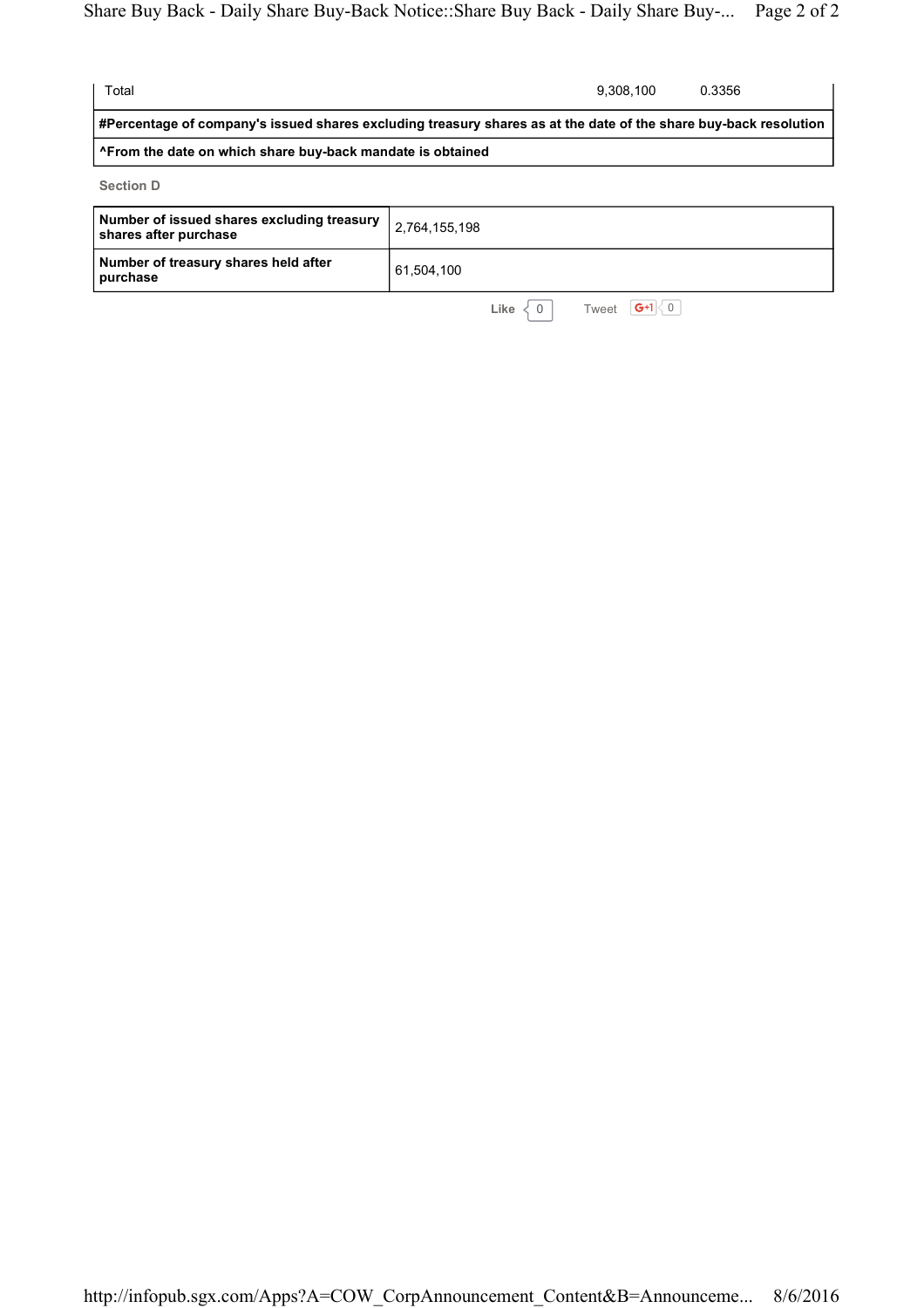| | | |
|---|---|---|
| Total | 9,308,100 | 0.3356 |

**#Percentage of company's issued shares excluding treasury shares as at the date of the share buy-back resolution**

**^From the date on which share buy-back mandate is obtained**

Section D

| | |
|---|---|
| **Number of issued shares excluding treasury shares after purchase** | 2,764,155,198 |
| **Number of treasury shares held after purchase** | 61,504,100 |